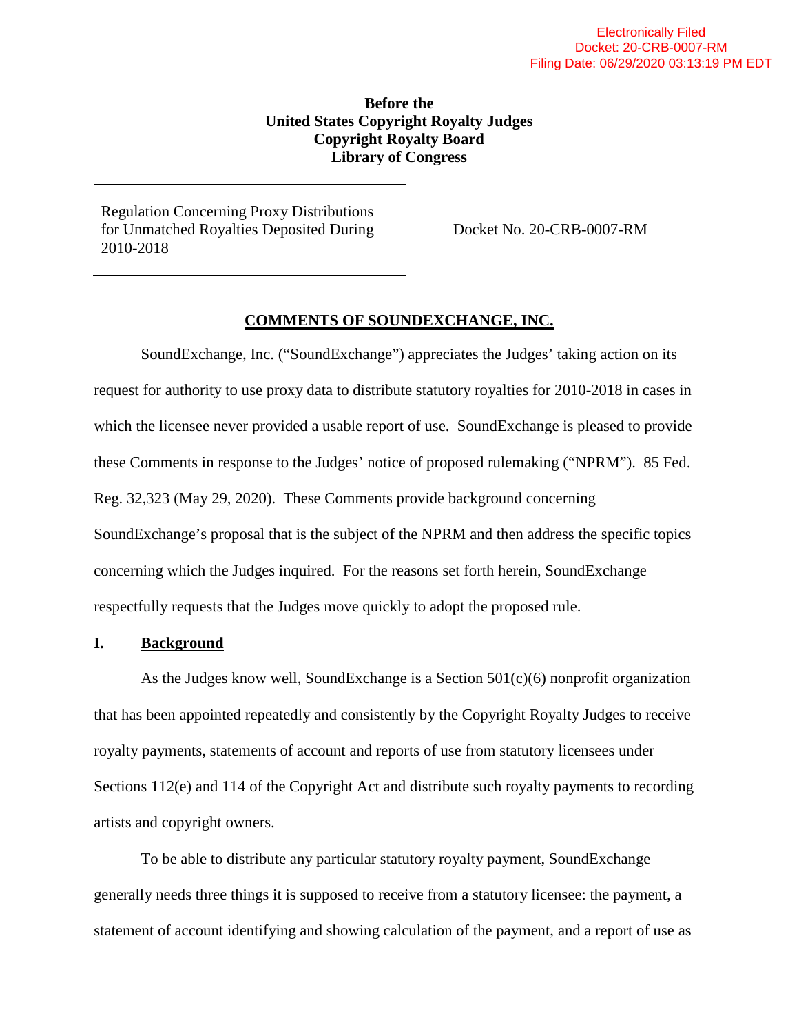Electronically Filed
Docket: 20-CRB-0007-RM
Filing Date: 06/29/2020 03:13:19 PM EDT

**Before the**
**United States Copyright Royalty Judges**
**Copyright Royalty Board**
**Library of Congress**

| Regulation Concerning Proxy Distributions for Unmatched Royalties Deposited During 2010-2018 | Docket No. 20-CRB-0007-RM |
|---|---|

**COMMENTS OF SOUNDEXCHANGE, INC.**

SoundExchange, Inc. ("SoundExchange") appreciates the Judges' taking action on its request for authority to use proxy data to distribute statutory royalties for 2010-2018 in cases in which the licensee never provided a usable report of use. SoundExchange is pleased to provide these Comments in response to the Judges' notice of proposed rulemaking ("NPRM"). 85 Fed. Reg. 32,323 (May 29, 2020). These Comments provide background concerning SoundExchange's proposal that is the subject of the NPRM and then address the specific topics concerning which the Judges inquired. For the reasons set forth herein, SoundExchange respectfully requests that the Judges move quickly to adopt the proposed rule.

## I. Background

As the Judges know well, SoundExchange is a Section 501(c)(6) nonprofit organization that has been appointed repeatedly and consistently by the Copyright Royalty Judges to receive royalty payments, statements of account and reports of use from statutory licensees under Sections 112(e) and 114 of the Copyright Act and distribute such royalty payments to recording artists and copyright owners.

To be able to distribute any particular statutory royalty payment, SoundExchange generally needs three things it is supposed to receive from a statutory licensee: the payment, a statement of account identifying and showing calculation of the payment, and a report of use as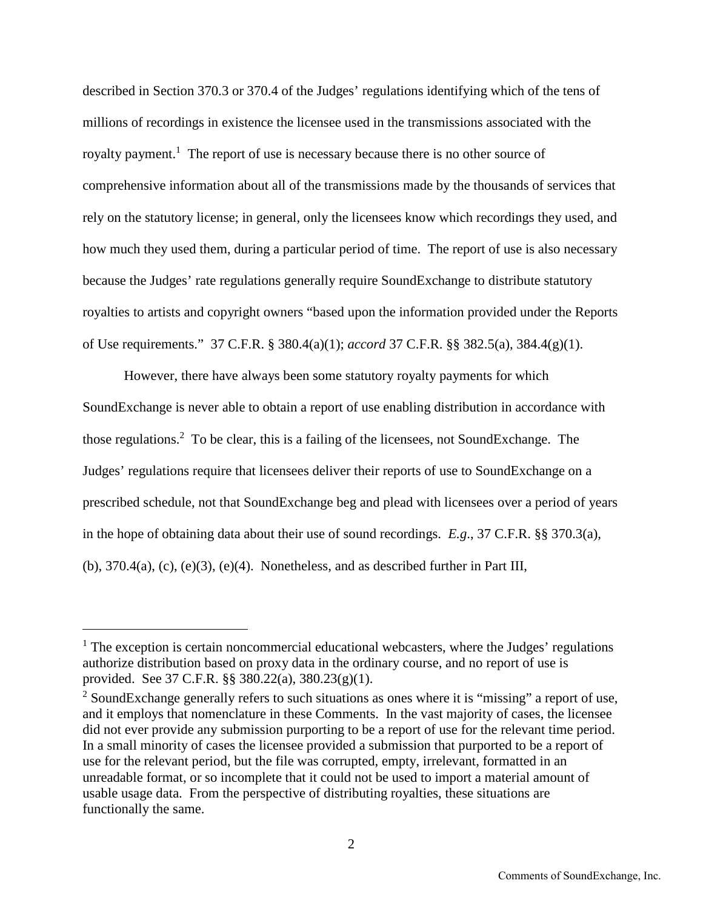described in Section 370.3 or 370.4 of the Judges' regulations identifying which of the tens of millions of recordings in existence the licensee used in the transmissions associated with the royalty payment.[1] The report of use is necessary because there is no other source of comprehensive information about all of the transmissions made by the thousands of services that rely on the statutory license; in general, only the licensees know which recordings they used, and how much they used them, during a particular period of time. The report of use is also necessary because the Judges' rate regulations generally require SoundExchange to distribute statutory royalties to artists and copyright owners "based upon the information provided under the Reports of Use requirements." 37 C.F.R. § 380.4(a)(1); *accord* 37 C.F.R. §§ 382.5(a), 384.4(g)(1).

However, there have always been some statutory royalty payments for which SoundExchange is never able to obtain a report of use enabling distribution in accordance with those regulations.[2] To be clear, this is a failing of the licensees, not SoundExchange. The Judges' regulations require that licensees deliver their reports of use to SoundExchange on a prescribed schedule, not that SoundExchange beg and plead with licensees over a period of years in the hope of obtaining data about their use of sound recordings. *E.g.*, 37 C.F.R. §§ 370.3(a), (b), 370.4(a), (c), (e)(3), (e)(4). Nonetheless, and as described further in Part III,

---

[1] The exception is certain noncommercial educational webcasters, where the Judges' regulations authorize distribution based on proxy data in the ordinary course, and no report of use is provided. See 37 C.F.R. §§ 380.22(a), 380.23(g)(1).

[2] SoundExchange generally refers to such situations as ones where it is "missing" a report of use, and it employs that nomenclature in these Comments. In the vast majority of cases, the licensee did not ever provide any submission purporting to be a report of use for the relevant time period. In a small minority of cases the licensee provided a submission that purported to be a report of use for the relevant period, but the file was corrupted, empty, irrelevant, formatted in an unreadable format, or so incomplete that it could not be used to import a material amount of usable usage data. From the perspective of distributing royalties, these situations are functionally the same.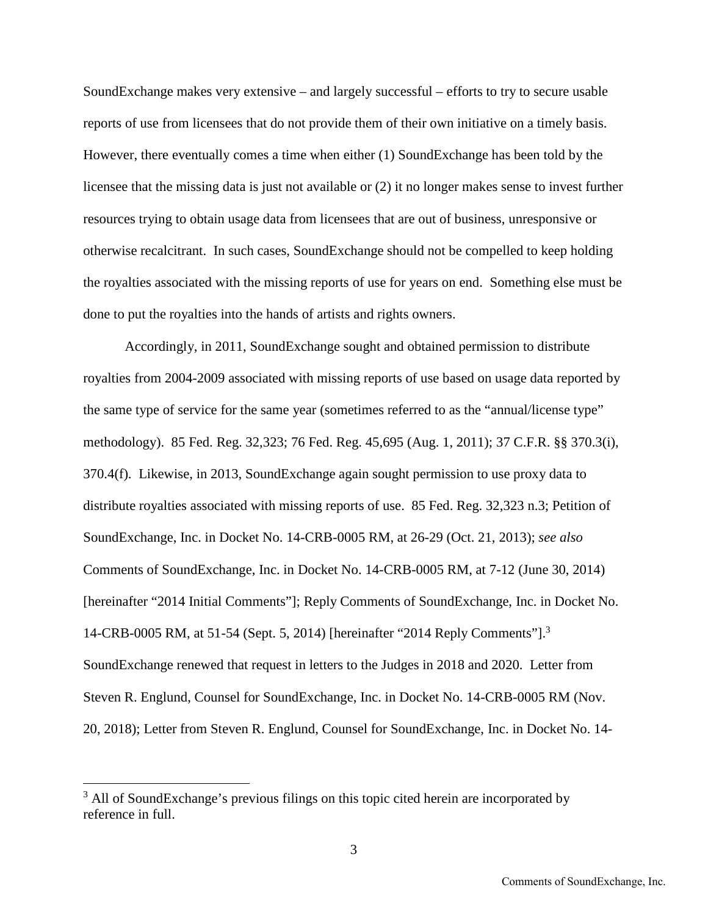SoundExchange makes very extensive – and largely successful – efforts to try to secure usable reports of use from licensees that do not provide them of their own initiative on a timely basis. However, there eventually comes a time when either (1) SoundExchange has been told by the licensee that the missing data is just not available or (2) it no longer makes sense to invest further resources trying to obtain usage data from licensees that are out of business, unresponsive or otherwise recalcitrant. In such cases, SoundExchange should not be compelled to keep holding the royalties associated with the missing reports of use for years on end. Something else must be done to put the royalties into the hands of artists and rights owners.

Accordingly, in 2011, SoundExchange sought and obtained permission to distribute royalties from 2004-2009 associated with missing reports of use based on usage data reported by the same type of service for the same year (sometimes referred to as the "annual/license type" methodology). 85 Fed. Reg. 32,323; 76 Fed. Reg. 45,695 (Aug. 1, 2011); 37 C.F.R. §§ 370.3(i), 370.4(f). Likewise, in 2013, SoundExchange again sought permission to use proxy data to distribute royalties associated with missing reports of use. 85 Fed. Reg. 32,323 n.3; Petition of SoundExchange, Inc. in Docket No. 14-CRB-0005 RM, at 26-29 (Oct. 21, 2013); *see also* Comments of SoundExchange, Inc. in Docket No. 14-CRB-0005 RM, at 7-12 (June 30, 2014) [hereinafter "2014 Initial Comments"]; Reply Comments of SoundExchange, Inc. in Docket No. 14-CRB-0005 RM, at 51-54 (Sept. 5, 2014) [hereinafter "2014 Reply Comments"].[3] SoundExchange renewed that request in letters to the Judges in 2018 and 2020. Letter from Steven R. Englund, Counsel for SoundExchange, Inc. in Docket No. 14-CRB-0005 RM (Nov. 20, 2018); Letter from Steven R. Englund, Counsel for SoundExchange, Inc. in Docket No. 14-

[3] All of SoundExchange's previous filings on this topic cited herein are incorporated by reference in full.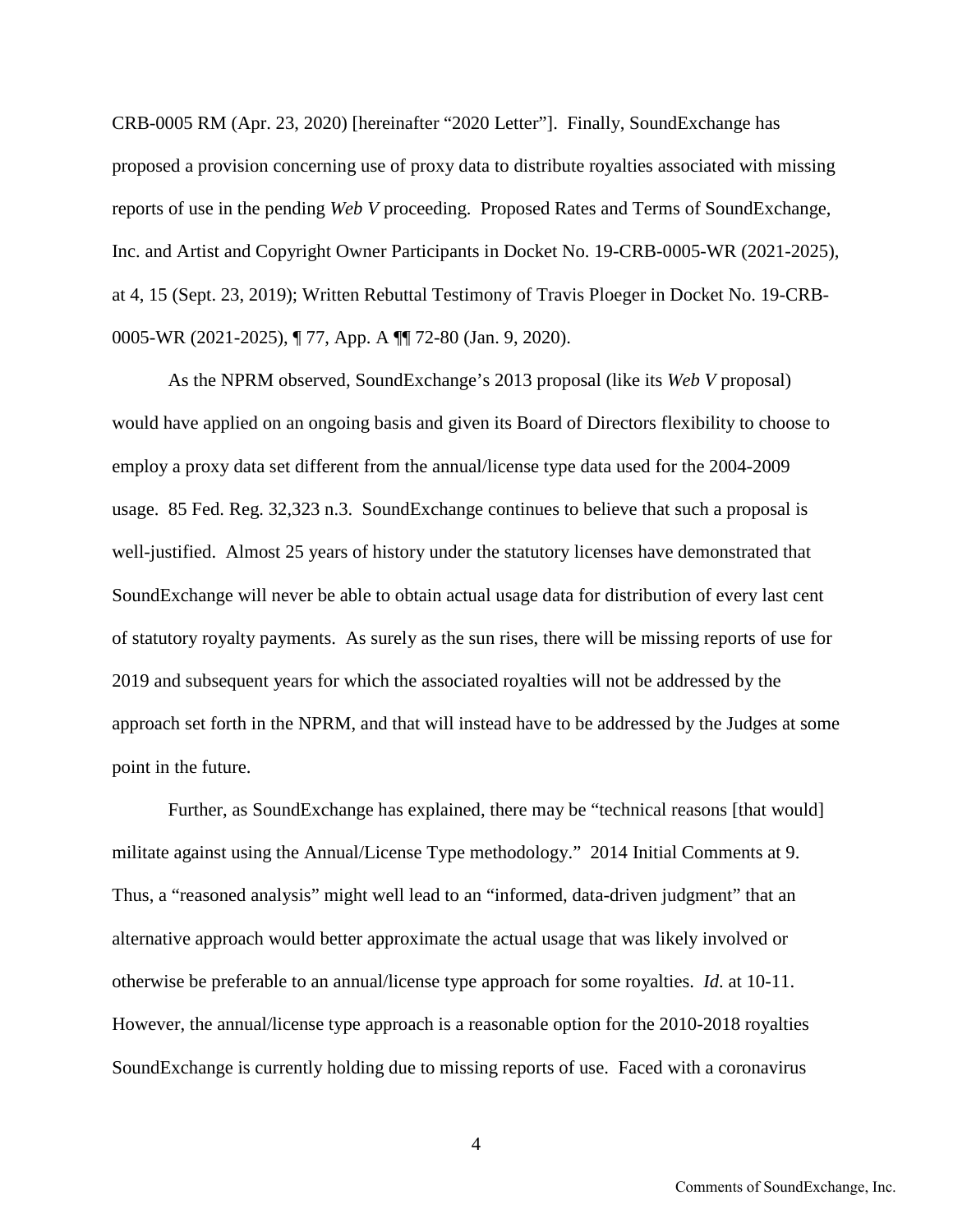CRB-0005 RM (Apr. 23, 2020) [hereinafter "2020 Letter"]. Finally, SoundExchange has proposed a provision concerning use of proxy data to distribute royalties associated with missing reports of use in the pending *Web V* proceeding. Proposed Rates and Terms of SoundExchange, Inc. and Artist and Copyright Owner Participants in Docket No. 19-CRB-0005-WR (2021-2025), at 4, 15 (Sept. 23, 2019); Written Rebuttal Testimony of Travis Ploeger in Docket No. 19-CRB-0005-WR (2021-2025), ¶ 77, App. A ¶¶ 72-80 (Jan. 9, 2020).

As the NPRM observed, SoundExchange's 2013 proposal (like its *Web V* proposal) would have applied on an ongoing basis and given its Board of Directors flexibility to choose to employ a proxy data set different from the annual/license type data used for the 2004-2009 usage. 85 Fed. Reg. 32,323 n.3. SoundExchange continues to believe that such a proposal is well-justified. Almost 25 years of history under the statutory licenses have demonstrated that SoundExchange will never be able to obtain actual usage data for distribution of every last cent of statutory royalty payments. As surely as the sun rises, there will be missing reports of use for 2019 and subsequent years for which the associated royalties will not be addressed by the approach set forth in the NPRM, and that will instead have to be addressed by the Judges at some point in the future.

Further, as SoundExchange has explained, there may be "technical reasons [that would] militate against using the Annual/License Type methodology." 2014 Initial Comments at 9. Thus, a "reasoned analysis" might well lead to an "informed, data-driven judgment" that an alternative approach would better approximate the actual usage that was likely involved or otherwise be preferable to an annual/license type approach for some royalties. *Id*. at 10-11. However, the annual/license type approach is a reasonable option for the 2010-2018 royalties SoundExchange is currently holding due to missing reports of use. Faced with a coronavirus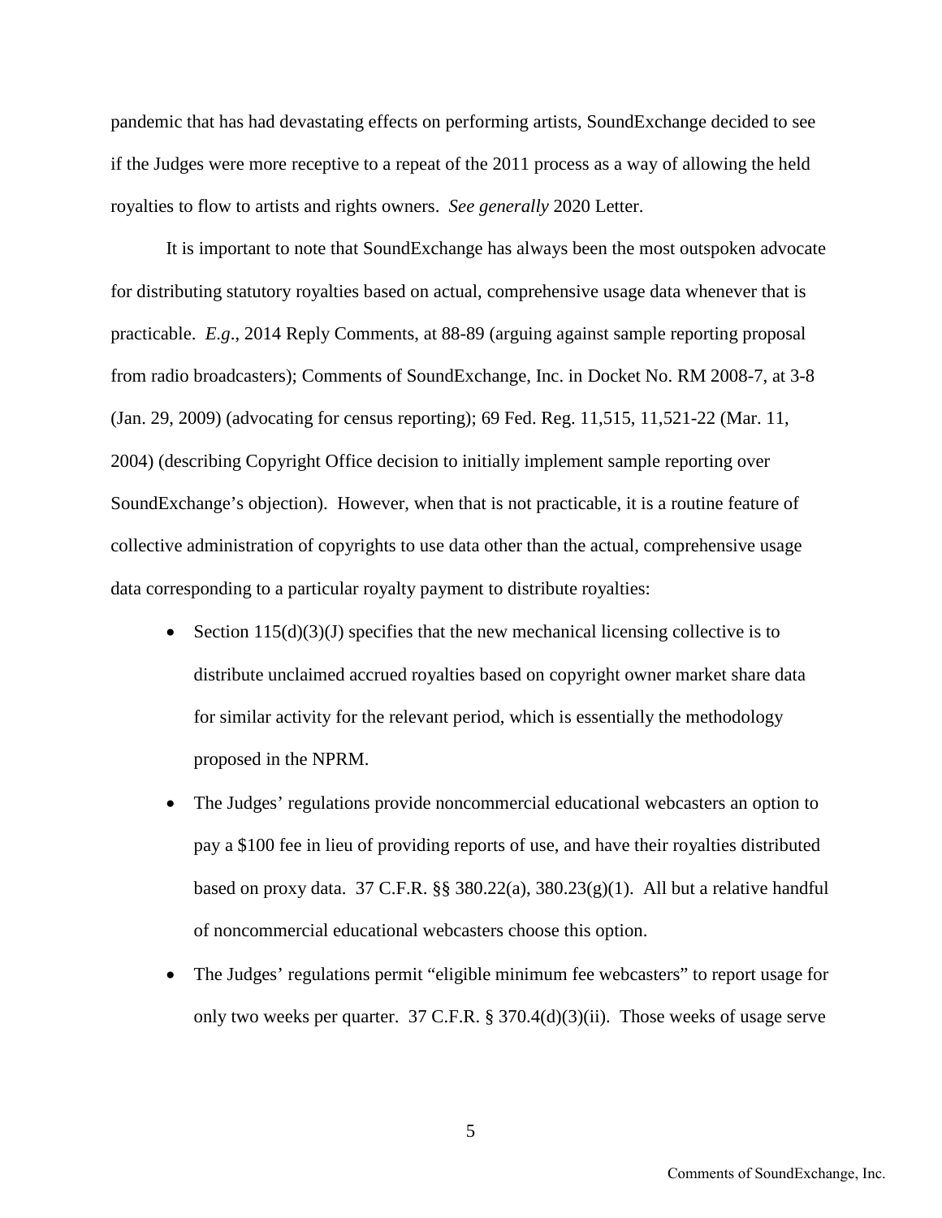pandemic that has had devastating effects on performing artists, SoundExchange decided to see if the Judges were more receptive to a repeat of the 2011 process as a way of allowing the held royalties to flow to artists and rights owners. *See generally* 2020 Letter.

It is important to note that SoundExchange has always been the most outspoken advocate for distributing statutory royalties based on actual, comprehensive usage data whenever that is practicable. *E.g*., 2014 Reply Comments, at 88-89 (arguing against sample reporting proposal from radio broadcasters); Comments of SoundExchange, Inc. in Docket No. RM 2008-7, at 3-8 (Jan. 29, 2009) (advocating for census reporting); 69 Fed. Reg. 11,515, 11,521-22 (Mar. 11, 2004) (describing Copyright Office decision to initially implement sample reporting over SoundExchange's objection). However, when that is not practicable, it is a routine feature of collective administration of copyrights to use data other than the actual, comprehensive usage data corresponding to a particular royalty payment to distribute royalties:

- Section 115(d)(3)(J) specifies that the new mechanical licensing collective is to distribute unclaimed accrued royalties based on copyright owner market share data for similar activity for the relevant period, which is essentially the methodology proposed in the NPRM.
- The Judges' regulations provide noncommercial educational webcasters an option to pay a $100 fee in lieu of providing reports of use, and have their royalties distributed based on proxy data. 37 C.F.R. §§ 380.22(a), 380.23(g)(1). All but a relative handful of noncommercial educational webcasters choose this option.
- The Judges' regulations permit "eligible minimum fee webcasters" to report usage for only two weeks per quarter. 37 C.F.R. § 370.4(d)(3)(ii). Those weeks of usage serve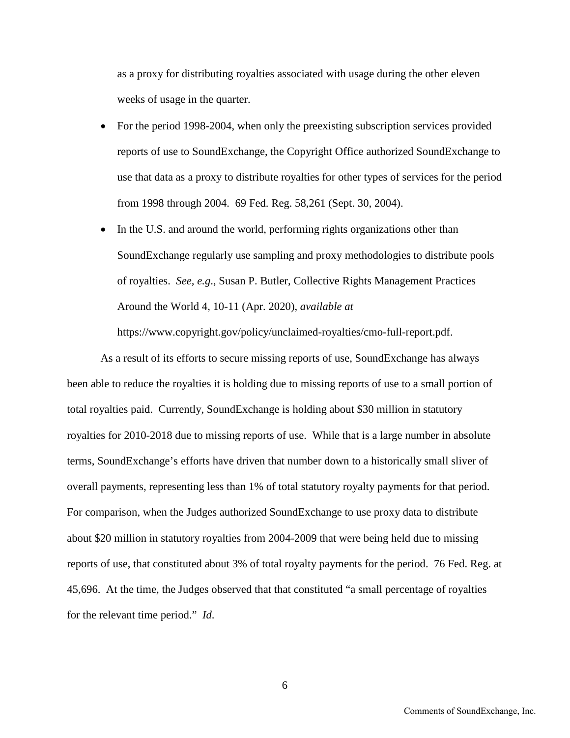as a proxy for distributing royalties associated with usage during the other eleven weeks of usage in the quarter.

- For the period 1998-2004, when only the preexisting subscription services provided reports of use to SoundExchange, the Copyright Office authorized SoundExchange to use that data as a proxy to distribute royalties for other types of services for the period from 1998 through 2004. 69 Fed. Reg. 58,261 (Sept. 30, 2004).
- In the U.S. and around the world, performing rights organizations other than SoundExchange regularly use sampling and proxy methodologies to distribute pools of royalties. *See, e.g.*, Susan P. Butler, Collective Rights Management Practices Around the World 4, 10-11 (Apr. 2020), *available at* https://www.copyright.gov/policy/unclaimed-royalties/cmo-full-report.pdf.

As a result of its efforts to secure missing reports of use, SoundExchange has always been able to reduce the royalties it is holding due to missing reports of use to a small portion of total royalties paid. Currently, SoundExchange is holding about $30 million in statutory royalties for 2010-2018 due to missing reports of use. While that is a large number in absolute terms, SoundExchange's efforts have driven that number down to a historically small sliver of overall payments, representing less than 1% of total statutory royalty payments for that period. For comparison, when the Judges authorized SoundExchange to use proxy data to distribute about $20 million in statutory royalties from 2004-2009 that were being held due to missing reports of use, that constituted about 3% of total royalty payments for the period. 76 Fed. Reg. at 45,696. At the time, the Judges observed that that constituted "a small percentage of royalties for the relevant time period." *Id.*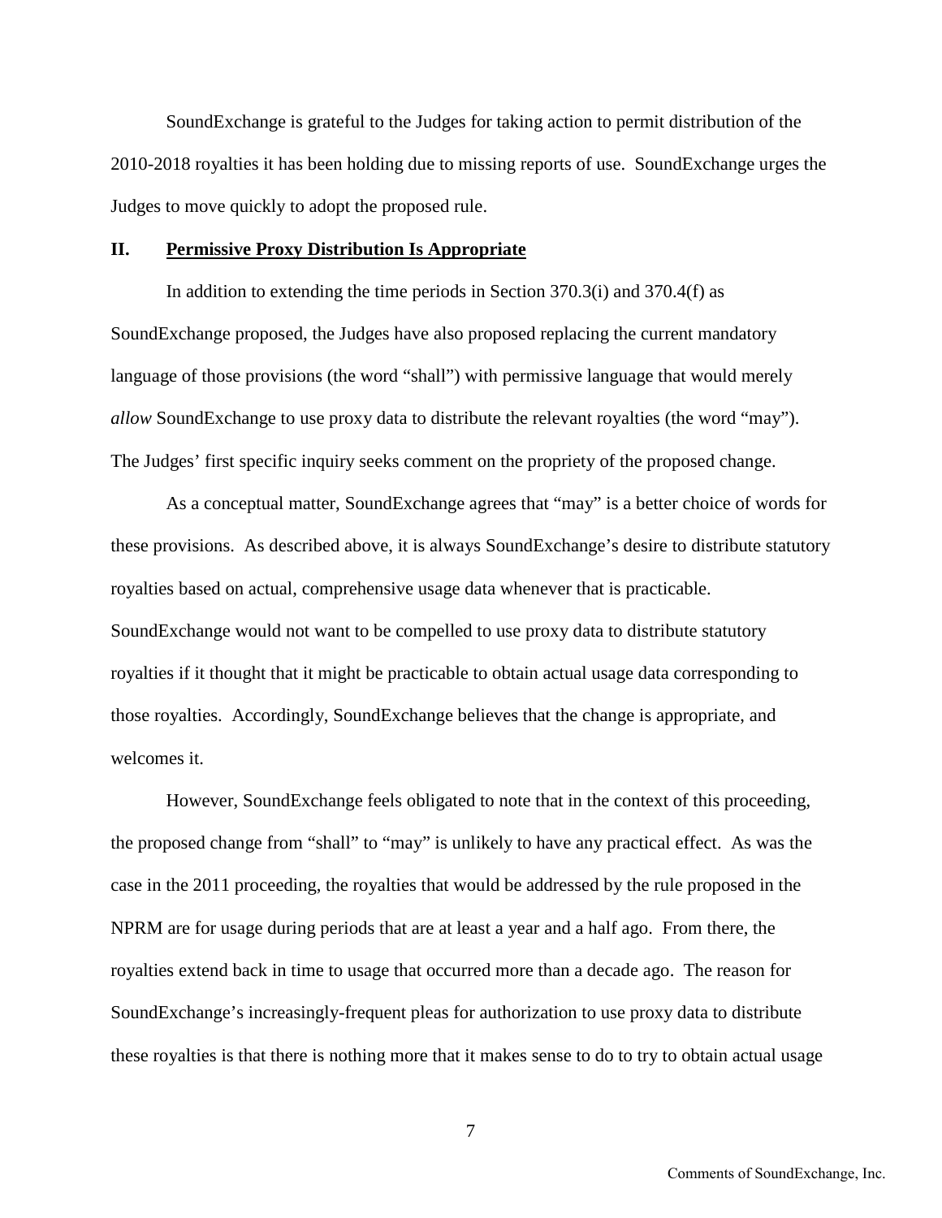SoundExchange is grateful to the Judges for taking action to permit distribution of the 2010-2018 royalties it has been holding due to missing reports of use. SoundExchange urges the Judges to move quickly to adopt the proposed rule.

## II. Permissive Proxy Distribution Is Appropriate

In addition to extending the time periods in Section 370.3(i) and 370.4(f) as SoundExchange proposed, the Judges have also proposed replacing the current mandatory language of those provisions (the word "shall") with permissive language that would merely *allow* SoundExchange to use proxy data to distribute the relevant royalties (the word "may"). The Judges' first specific inquiry seeks comment on the propriety of the proposed change.

As a conceptual matter, SoundExchange agrees that "may" is a better choice of words for these provisions. As described above, it is always SoundExchange's desire to distribute statutory royalties based on actual, comprehensive usage data whenever that is practicable. SoundExchange would not want to be compelled to use proxy data to distribute statutory royalties if it thought that it might be practicable to obtain actual usage data corresponding to those royalties. Accordingly, SoundExchange believes that the change is appropriate, and welcomes it.

However, SoundExchange feels obligated to note that in the context of this proceeding, the proposed change from "shall" to "may" is unlikely to have any practical effect. As was the case in the 2011 proceeding, the royalties that would be addressed by the rule proposed in the NPRM are for usage during periods that are at least a year and a half ago. From there, the royalties extend back in time to usage that occurred more than a decade ago. The reason for SoundExchange's increasingly-frequent pleas for authorization to use proxy data to distribute these royalties is that there is nothing more that it makes sense to do to try to obtain actual usage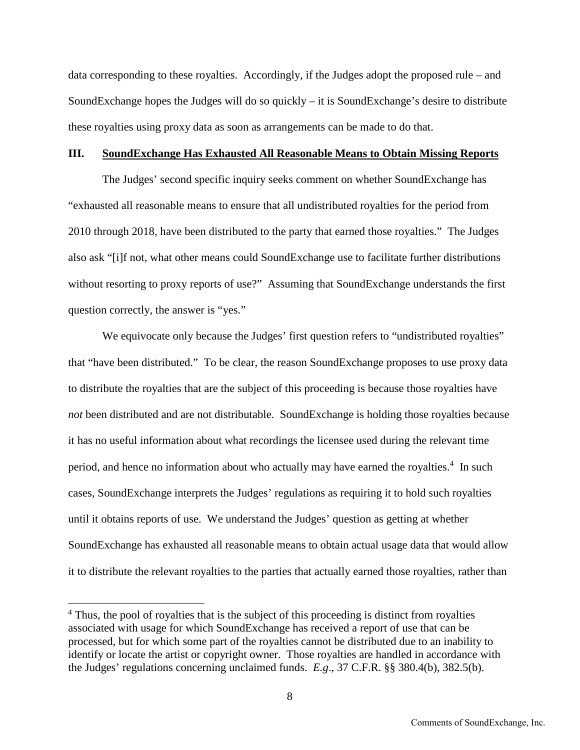data corresponding to these royalties. Accordingly, if the Judges adopt the proposed rule – and SoundExchange hopes the Judges will do so quickly – it is SoundExchange's desire to distribute these royalties using proxy data as soon as arrangements can be made to do that.

## III. SoundExchange Has Exhausted All Reasonable Means to Obtain Missing Reports

The Judges' second specific inquiry seeks comment on whether SoundExchange has "exhausted all reasonable means to ensure that all undistributed royalties for the period from 2010 through 2018, have been distributed to the party that earned those royalties." The Judges also ask "[i]f not, what other means could SoundExchange use to facilitate further distributions without resorting to proxy reports of use?" Assuming that SoundExchange understands the first question correctly, the answer is "yes."

We equivocate only because the Judges' first question refers to "undistributed royalties" that "have been distributed." To be clear, the reason SoundExchange proposes to use proxy data to distribute the royalties that are the subject of this proceeding is because those royalties have *not* been distributed and are not distributable. SoundExchange is holding those royalties because it has no useful information about what recordings the licensee used during the relevant time period, and hence no information about who actually may have earned the royalties.[4] In such cases, SoundExchange interprets the Judges' regulations as requiring it to hold such royalties until it obtains reports of use. We understand the Judges' question as getting at whether SoundExchange has exhausted all reasonable means to obtain actual usage data that would allow it to distribute the relevant royalties to the parties that actually earned those royalties, rather than

[4] Thus, the pool of royalties that is the subject of this proceeding is distinct from royalties associated with usage for which SoundExchange has received a report of use that can be processed, but for which some part of the royalties cannot be distributed due to an inability to identify or locate the artist or copyright owner. Those royalties are handled in accordance with the Judges' regulations concerning unclaimed funds. *E.g*., 37 C.F.R. §§ 380.4(b), 382.5(b).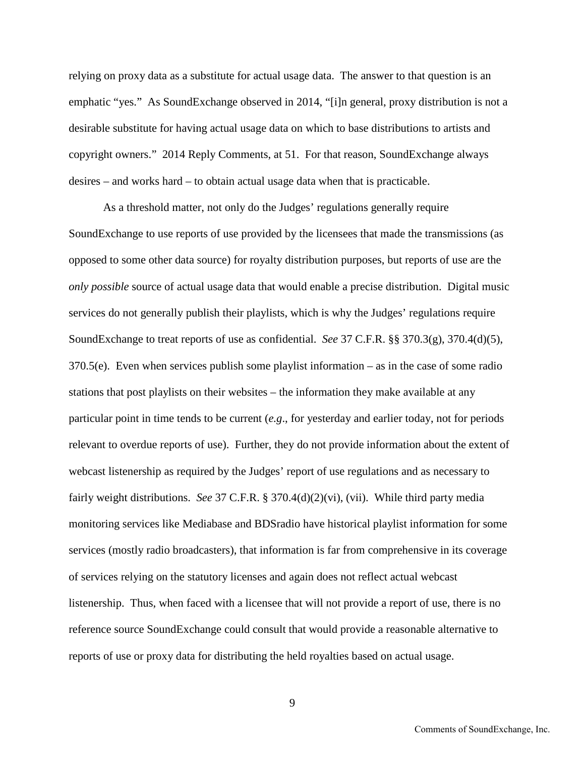relying on proxy data as a substitute for actual usage data. The answer to that question is an emphatic "yes." As SoundExchange observed in 2014, "[i]n general, proxy distribution is not a desirable substitute for having actual usage data on which to base distributions to artists and copyright owners." 2014 Reply Comments, at 51. For that reason, SoundExchange always desires – and works hard – to obtain actual usage data when that is practicable.

As a threshold matter, not only do the Judges' regulations generally require SoundExchange to use reports of use provided by the licensees that made the transmissions (as opposed to some other data source) for royalty distribution purposes, but reports of use are the *only possible* source of actual usage data that would enable a precise distribution. Digital music services do not generally publish their playlists, which is why the Judges' regulations require SoundExchange to treat reports of use as confidential. *See* 37 C.F.R. §§ 370.3(g), 370.4(d)(5), 370.5(e). Even when services publish some playlist information – as in the case of some radio stations that post playlists on their websites – the information they make available at any particular point in time tends to be current (*e.g*., for yesterday and earlier today, not for periods relevant to overdue reports of use). Further, they do not provide information about the extent of webcast listenership as required by the Judges' report of use regulations and as necessary to fairly weight distributions. *See* 37 C.F.R. § 370.4(d)(2)(vi), (vii). While third party media monitoring services like Mediabase and BDSradio have historical playlist information for some services (mostly radio broadcasters), that information is far from comprehensive in its coverage of services relying on the statutory licenses and again does not reflect actual webcast listenership. Thus, when faced with a licensee that will not provide a report of use, there is no reference source SoundExchange could consult that would provide a reasonable alternative to reports of use or proxy data for distributing the held royalties based on actual usage.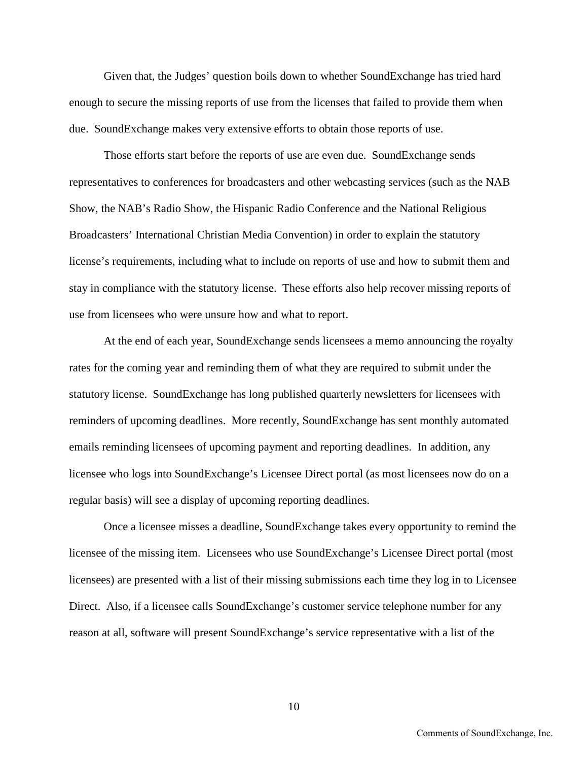Given that, the Judges' question boils down to whether SoundExchange has tried hard enough to secure the missing reports of use from the licenses that failed to provide them when due. SoundExchange makes very extensive efforts to obtain those reports of use.

Those efforts start before the reports of use are even due. SoundExchange sends representatives to conferences for broadcasters and other webcasting services (such as the NAB Show, the NAB's Radio Show, the Hispanic Radio Conference and the National Religious Broadcasters' International Christian Media Convention) in order to explain the statutory license's requirements, including what to include on reports of use and how to submit them and stay in compliance with the statutory license. These efforts also help recover missing reports of use from licensees who were unsure how and what to report.

At the end of each year, SoundExchange sends licensees a memo announcing the royalty rates for the coming year and reminding them of what they are required to submit under the statutory license. SoundExchange has long published quarterly newsletters for licensees with reminders of upcoming deadlines. More recently, SoundExchange has sent monthly automated emails reminding licensees of upcoming payment and reporting deadlines. In addition, any licensee who logs into SoundExchange's Licensee Direct portal (as most licensees now do on a regular basis) will see a display of upcoming reporting deadlines.

Once a licensee misses a deadline, SoundExchange takes every opportunity to remind the licensee of the missing item. Licensees who use SoundExchange's Licensee Direct portal (most licensees) are presented with a list of their missing submissions each time they log in to Licensee Direct. Also, if a licensee calls SoundExchange's customer service telephone number for any reason at all, software will present SoundExchange's service representative with a list of the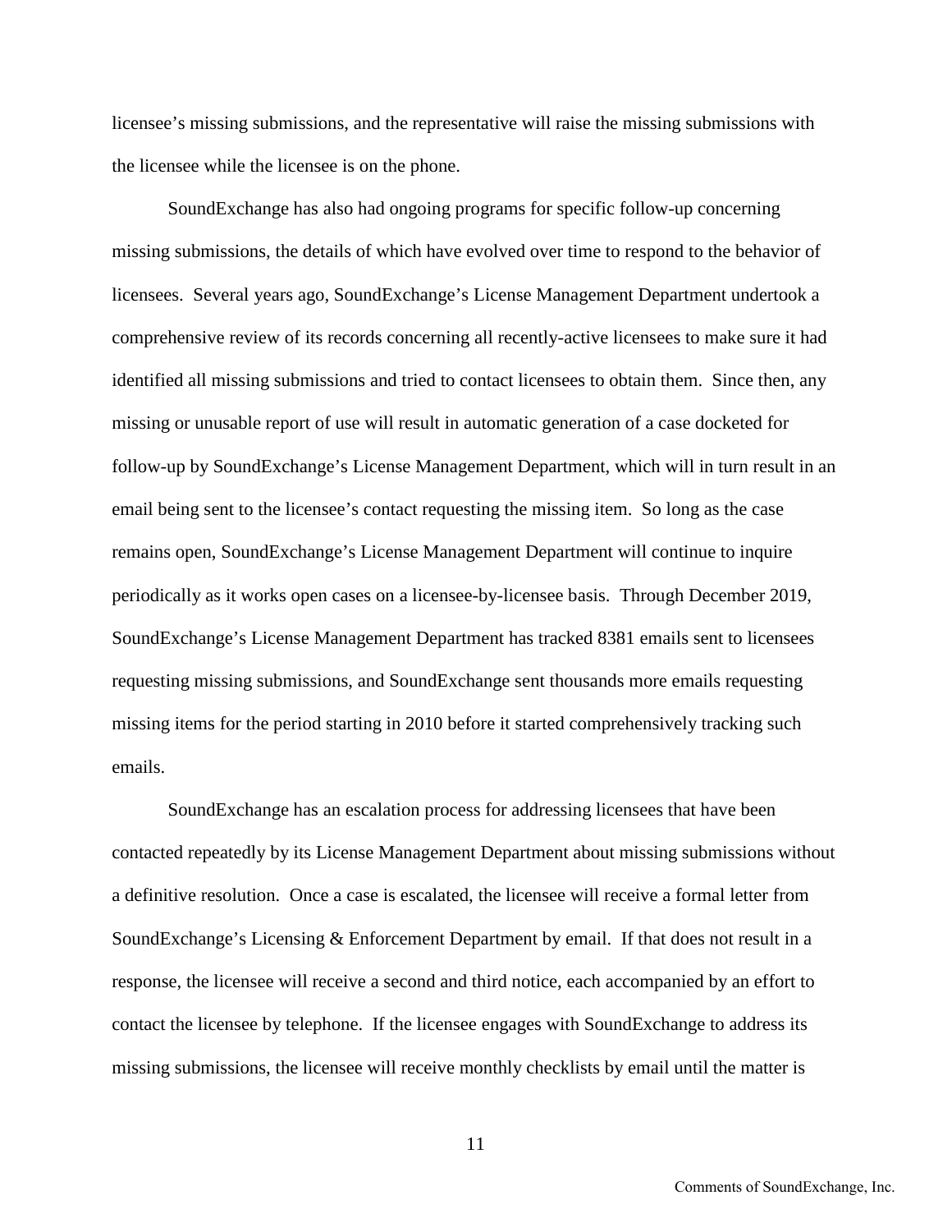licensee's missing submissions, and the representative will raise the missing submissions with the licensee while the licensee is on the phone.

SoundExchange has also had ongoing programs for specific follow-up concerning missing submissions, the details of which have evolved over time to respond to the behavior of licensees. Several years ago, SoundExchange's License Management Department undertook a comprehensive review of its records concerning all recently-active licensees to make sure it had identified all missing submissions and tried to contact licensees to obtain them. Since then, any missing or unusable report of use will result in automatic generation of a case docketed for follow-up by SoundExchange's License Management Department, which will in turn result in an email being sent to the licensee's contact requesting the missing item. So long as the case remains open, SoundExchange's License Management Department will continue to inquire periodically as it works open cases on a licensee-by-licensee basis. Through December 2019, SoundExchange's License Management Department has tracked 8381 emails sent to licensees requesting missing submissions, and SoundExchange sent thousands more emails requesting missing items for the period starting in 2010 before it started comprehensively tracking such emails.

SoundExchange has an escalation process for addressing licensees that have been contacted repeatedly by its License Management Department about missing submissions without a definitive resolution. Once a case is escalated, the licensee will receive a formal letter from SoundExchange's Licensing & Enforcement Department by email. If that does not result in a response, the licensee will receive a second and third notice, each accompanied by an effort to contact the licensee by telephone. If the licensee engages with SoundExchange to address its missing submissions, the licensee will receive monthly checklists by email until the matter is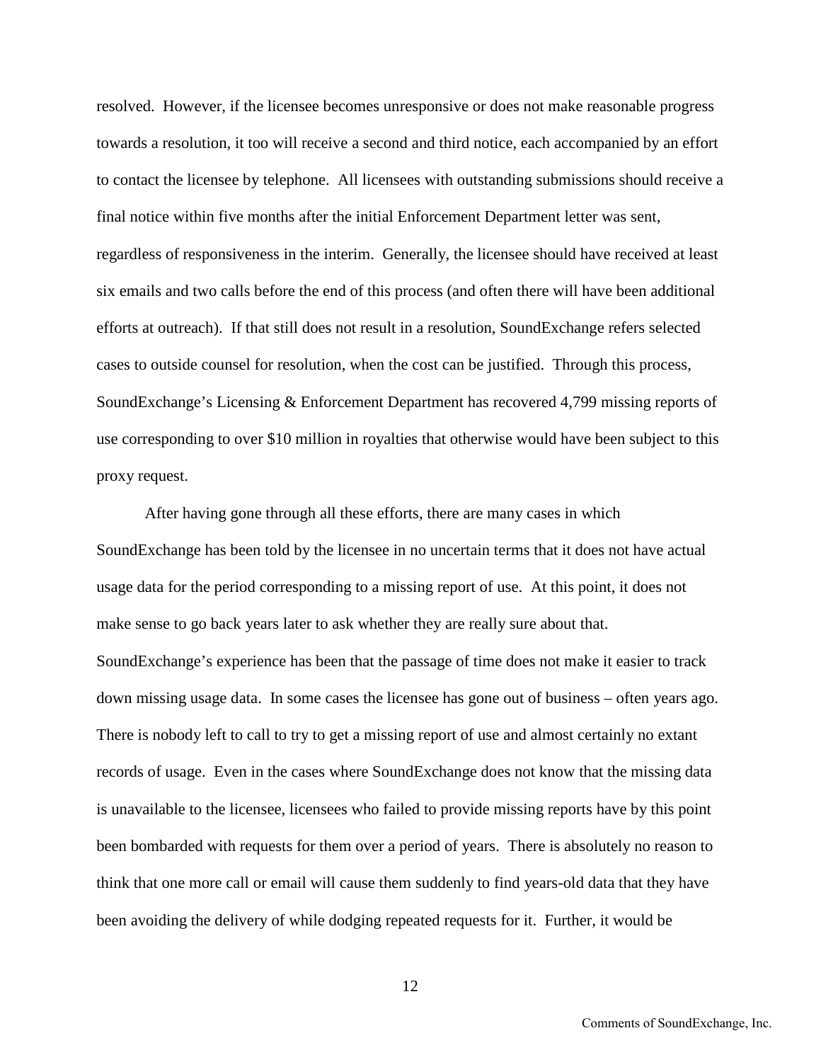resolved. However, if the licensee becomes unresponsive or does not make reasonable progress towards a resolution, it too will receive a second and third notice, each accompanied by an effort to contact the licensee by telephone. All licensees with outstanding submissions should receive a final notice within five months after the initial Enforcement Department letter was sent, regardless of responsiveness in the interim. Generally, the licensee should have received at least six emails and two calls before the end of this process (and often there will have been additional efforts at outreach). If that still does not result in a resolution, SoundExchange refers selected cases to outside counsel for resolution, when the cost can be justified. Through this process, SoundExchange's Licensing & Enforcement Department has recovered 4,799 missing reports of use corresponding to over $10 million in royalties that otherwise would have been subject to this proxy request.

After having gone through all these efforts, there are many cases in which SoundExchange has been told by the licensee in no uncertain terms that it does not have actual usage data for the period corresponding to a missing report of use. At this point, it does not make sense to go back years later to ask whether they are really sure about that. SoundExchange's experience has been that the passage of time does not make it easier to track down missing usage data. In some cases the licensee has gone out of business – often years ago. There is nobody left to call to try to get a missing report of use and almost certainly no extant records of usage. Even in the cases where SoundExchange does not know that the missing data is unavailable to the licensee, licensees who failed to provide missing reports have by this point been bombarded with requests for them over a period of years. There is absolutely no reason to think that one more call or email will cause them suddenly to find years-old data that they have been avoiding the delivery of while dodging repeated requests for it. Further, it would be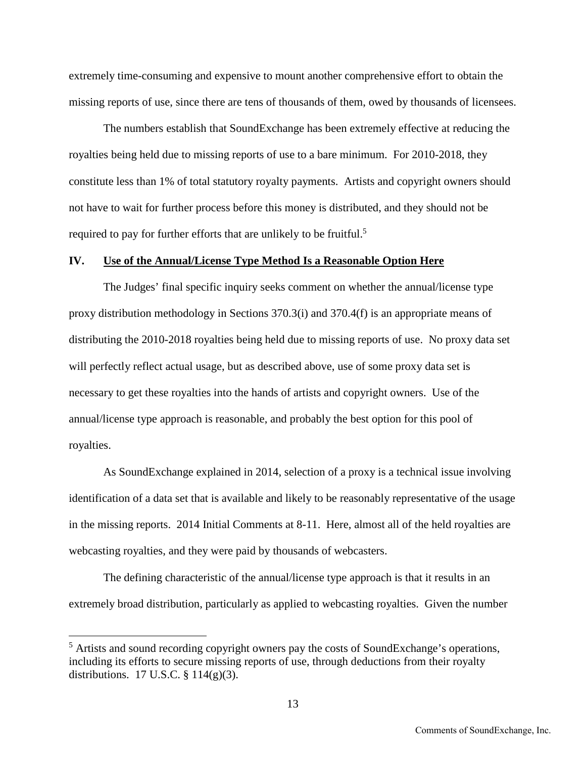extremely time-consuming and expensive to mount another comprehensive effort to obtain the missing reports of use, since there are tens of thousands of them, owed by thousands of licensees.

The numbers establish that SoundExchange has been extremely effective at reducing the royalties being held due to missing reports of use to a bare minimum. For 2010-2018, they constitute less than 1% of total statutory royalty payments. Artists and copyright owners should not have to wait for further process before this money is distributed, and they should not be required to pay for further efforts that are unlikely to be fruitful.[5]

## IV. Use of the Annual/License Type Method Is a Reasonable Option Here

The Judges' final specific inquiry seeks comment on whether the annual/license type proxy distribution methodology in Sections 370.3(i) and 370.4(f) is an appropriate means of distributing the 2010-2018 royalties being held due to missing reports of use. No proxy data set will perfectly reflect actual usage, but as described above, use of some proxy data set is necessary to get these royalties into the hands of artists and copyright owners. Use of the annual/license type approach is reasonable, and probably the best option for this pool of royalties.

As SoundExchange explained in 2014, selection of a proxy is a technical issue involving identification of a data set that is available and likely to be reasonably representative of the usage in the missing reports. 2014 Initial Comments at 8-11. Here, almost all of the held royalties are webcasting royalties, and they were paid by thousands of webcasters.

The defining characteristic of the annual/license type approach is that it results in an extremely broad distribution, particularly as applied to webcasting royalties. Given the number

---

[5] Artists and sound recording copyright owners pay the costs of SoundExchange's operations, including its efforts to secure missing reports of use, through deductions from their royalty distributions. 17 U.S.C. § 114(g)(3).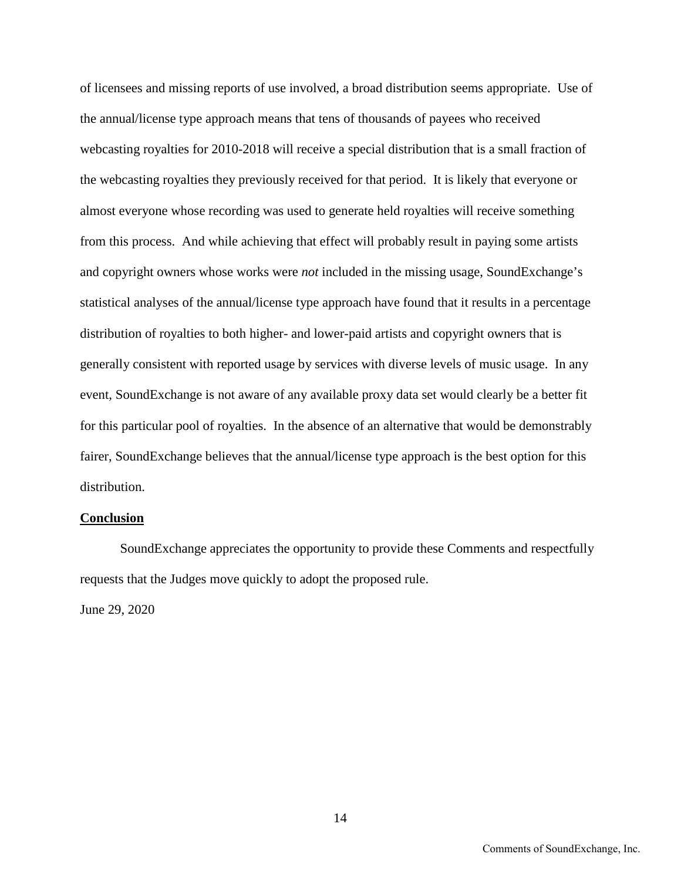of licensees and missing reports of use involved, a broad distribution seems appropriate. Use of the annual/license type approach means that tens of thousands of payees who received webcasting royalties for 2010-2018 will receive a special distribution that is a small fraction of the webcasting royalties they previously received for that period. It is likely that everyone or almost everyone whose recording was used to generate held royalties will receive something from this process. And while achieving that effect will probably result in paying some artists and copyright owners whose works were *not* included in the missing usage, SoundExchange's statistical analyses of the annual/license type approach have found that it results in a percentage distribution of royalties to both higher- and lower-paid artists and copyright owners that is generally consistent with reported usage by services with diverse levels of music usage. In any event, SoundExchange is not aware of any available proxy data set would clearly be a better fit for this particular pool of royalties. In the absence of an alternative that would be demonstrably fairer, SoundExchange believes that the annual/license type approach is the best option for this distribution.

**Conclusion**

SoundExchange appreciates the opportunity to provide these Comments and respectfully requests that the Judges move quickly to adopt the proposed rule.

June 29, 2020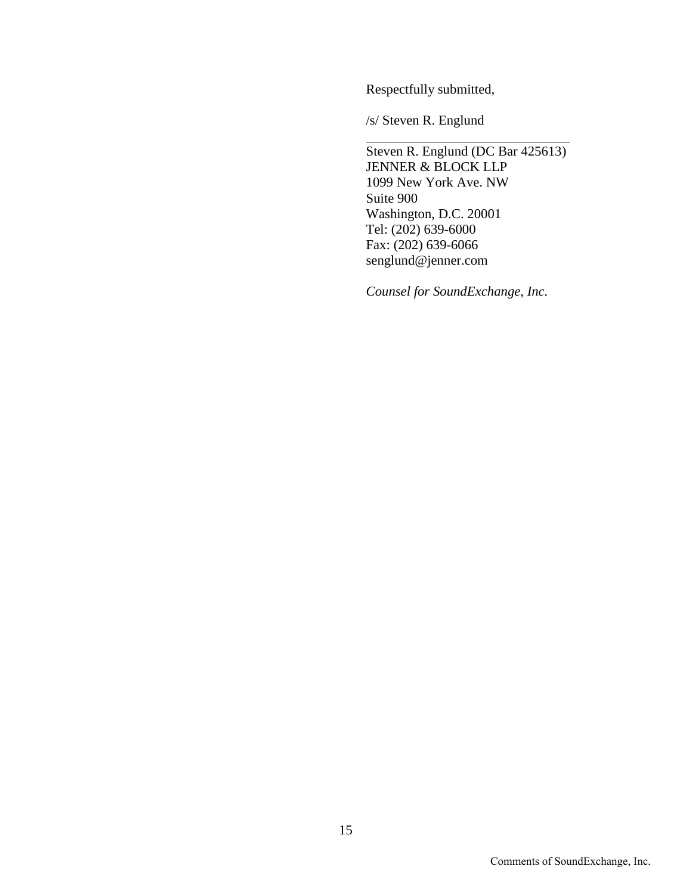Respectfully submitted,

/s/ Steven R. Englund

Steven R. Englund (DC Bar 425613)
JENNER & BLOCK LLP
1099 New York Ave. NW
Suite 900
Washington, D.C. 20001
Tel: (202) 639-6000
Fax: (202) 639-6066
senglund@jenner.com

*Counsel for SoundExchange, Inc.*